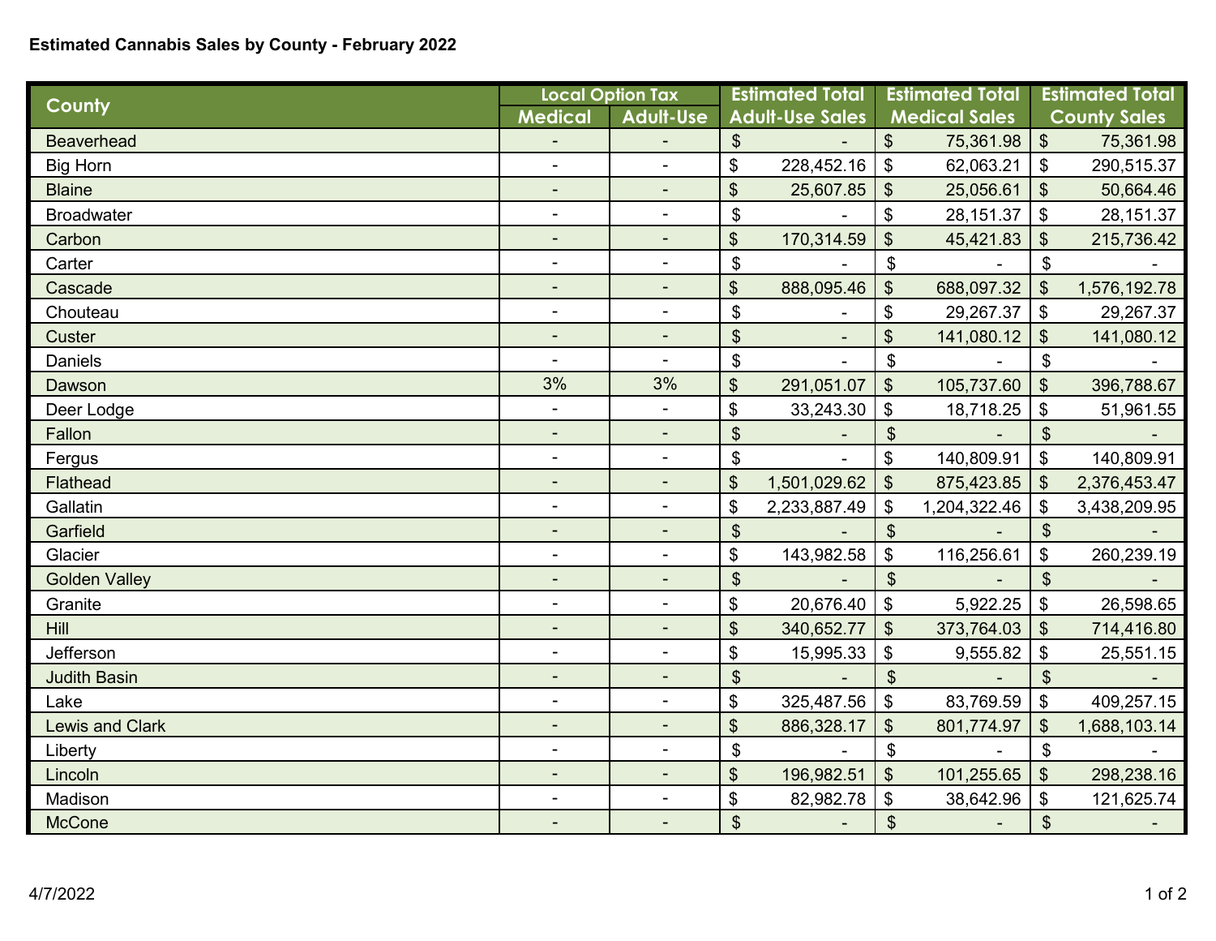**Estimated Cannabis Sales by County - February 2022**

| County | Local Option Tax | | Estimated Total Adult-Use Sales | Estimated Total Medical Sales | Estimated Total County Sales |
|---|---|---|---|---|---|
| | Medical | Adult-Use | | | |
| Beaverhead | - | - | $ - | $ 75,361.98 | $ 75,361.98 |
| Big Horn | - | - | $ 228,452.16 | $ 62,063.21 | $ 290,515.37 |
| Blaine | - | - | $ 25,607.85 | $ 25,056.61 | $ 50,664.46 |
| Broadwater | - | - | $ - | $ 28,151.37 | $ 28,151.37 |
| Carbon | - | - | $ 170,314.59 | $ 45,421.83 | $ 215,736.42 |
| Carter | - | - | $ - | $ - | $ - |
| Cascade | - | - | $ 888,095.46 | $ 688,097.32 | $ 1,576,192.78 |
| Chouteau | - | - | $ - | $ 29,267.37 | $ 29,267.37 |
| Custer | - | - | $ - | $ 141,080.12 | $ 141,080.12 |
| Daniels | - | - | $ - | $ - | $ - |
| Dawson | 3% | 3% | $ 291,051.07 | $ 105,737.60 | $ 396,788.67 |
| Deer Lodge | - | - | $ 33,243.30 | $ 18,718.25 | $ 51,961.55 |
| Fallon | - | - | $ - | $ - | $ - |
| Fergus | - | - | $ - | $ 140,809.91 | $ 140,809.91 |
| Flathead | - | - | $ 1,501,029.62 | $ 875,423.85 | $ 2,376,453.47 |
| Gallatin | - | - | $ 2,233,887.49 | $ 1,204,322.46 | $ 3,438,209.95 |
| Garfield | - | - | $ - | $ - | $ - |
| Glacier | - | - | $ 143,982.58 | $ 116,256.61 | $ 260,239.19 |
| Golden Valley | - | - | $ - | $ - | $ - |
| Granite | - | - | $ 20,676.40 | $ 5,922.25 | $ 26,598.65 |
| Hill | - | - | $ 340,652.77 | $ 373,764.03 | $ 714,416.80 |
| Jefferson | - | - | $ 15,995.33 | $ 9,555.82 | $ 25,551.15 |
| Judith Basin | - | - | $ - | $ - | $ - |
| Lake | - | - | $ 325,487.56 | $ 83,769.59 | $ 409,257.15 |
| Lewis and Clark | - | - | $ 886,328.17 | $ 801,774.97 | $ 1,688,103.14 |
| Liberty | - | - | $ - | $ - | $ - |
| Lincoln | - | - | $ 196,982.51 | $ 101,255.65 | $ 298,238.16 |
| Madison | - | - | $ 82,982.78 | $ 38,642.96 | $ 121,625.74 |
| McCone | - | - | $ - | $ - | $ - |

4/7/2022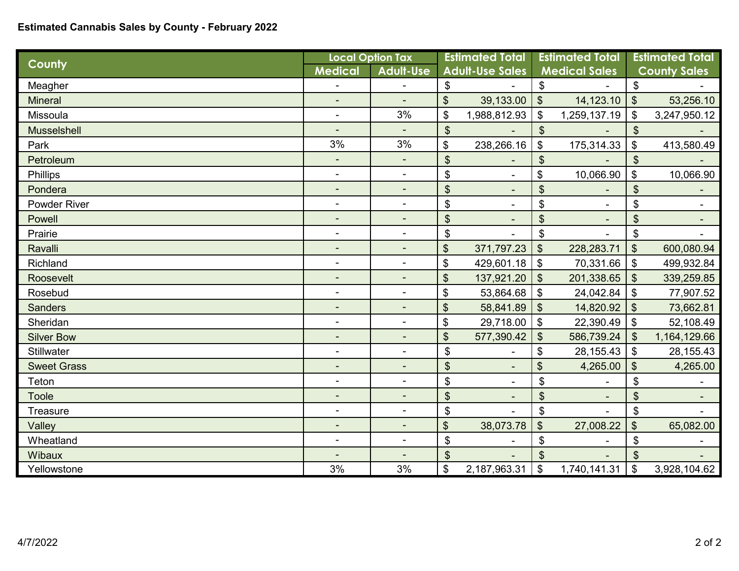**Estimated Cannabis Sales by County - February 2022**

| County | Local Option Tax | | Estimated Total Adult-Use Sales | Estimated Total Medical Sales | Estimated Total County Sales |
|---|---|---|---|---|---|
| | Medical | Adult-Use | | | |
| Meagher | - | - | $ - | $ - | $ - |
| Mineral | - | - | $ 39,133.00 | $ 14,123.10 | $ 53,256.10 |
| Missoula | - | 3% | $ 1,988,812.93 | $ 1,259,137.19 | $ 3,247,950.12 |
| Musselshell | - | - | $ - | $ - | $ - |
| Park | 3% | 3% | $ 238,266.16 | $ 175,314.33 | $ 413,580.49 |
| Petroleum | - | - | $ - | $ - | $ - |
| Phillips | - | - | $ - | $ 10,066.90 | $ 10,066.90 |
| Pondera | - | - | $ - | $ - | $ - |
| Powder River | - | - | $ - | $ - | $ - |
| Powell | - | - | $ - | $ - | $ - |
| Prairie | - | - | $ - | $ - | $ - |
| Ravalli | - | - | $ 371,797.23 | $ 228,283.71 | $ 600,080.94 |
| Richland | - | - | $ 429,601.18 | $ 70,331.66 | $ 499,932.84 |
| Roosevelt | - | - | $ 137,921.20 | $ 201,338.65 | $ 339,259.85 |
| Rosebud | - | - | $ 53,864.68 | $ 24,042.84 | $ 77,907.52 |
| Sanders | - | - | $ 58,841.89 | $ 14,820.92 | $ 73,662.81 |
| Sheridan | - | - | $ 29,718.00 | $ 22,390.49 | $ 52,108.49 |
| Silver Bow | - | - | $ 577,390.42 | $ 586,739.24 | $ 1,164,129.66 |
| Stillwater | - | - | $ - | $ 28,155.43 | $ 28,155.43 |
| Sweet Grass | - | - | $ - | $ 4,265.00 | $ 4,265.00 |
| Teton | - | - | $ - | $ - | $ - |
| Toole | - | - | $ - | $ - | $ - |
| Treasure | - | - | $ - | $ - | $ - |
| Valley | - | - | $ 38,073.78 | $ 27,008.22 | $ 65,082.00 |
| Wheatland | - | - | $ - | $ - | $ - |
| Wibaux | - | - | $ - | $ - | $ - |
| Yellowstone | 3% | 3% | $ 2,187,963.31 | $ 1,740,141.31 | $ 3,928,104.62 |

4/7/2022